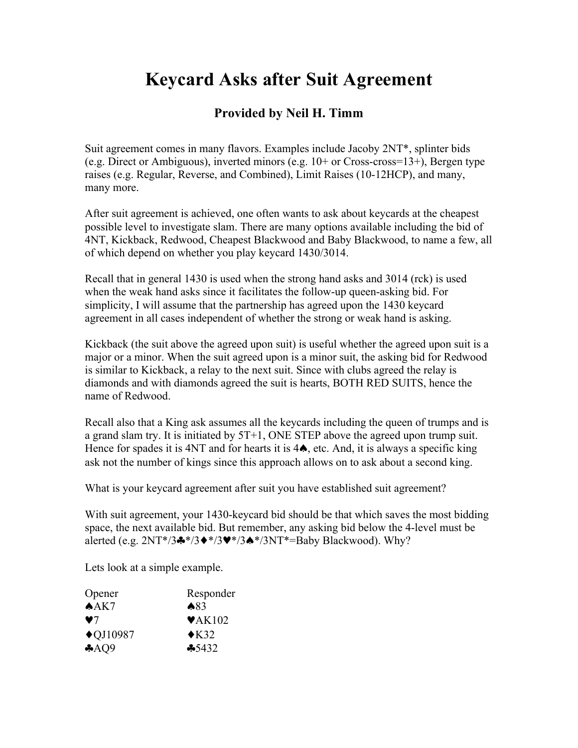# Keycard Asks after Suit Agreement

**Provided by Neil H. Timm**

Suit agreement comes in many flavors. Examples include Jacoby 2NT*, splinter bids (e.g. Direct or Ambiguous), inverted minors (e.g. 10+ or Cross-cross=13+), Bergen type raises (e.g. Regular, Reverse, and Combined), Limit Raises (10-12HCP), and many, many more.

After suit agreement is achieved, one often wants to ask about keycards at the cheapest possible level to investigate slam. There are many options available including the bid of 4NT, Kickback, Redwood, Cheapest Blackwood and Baby Blackwood, to name a few, all of which depend on whether you play keycard 1430/3014.

Recall that in general 1430 is used when the strong hand asks and 3014 (rck) is used when the weak hand asks since it facilitates the follow-up queen-asking bid. For simplicity, I will assume that the partnership has agreed upon the 1430 keycard agreement in all cases independent of whether the strong or weak hand is asking.

Kickback (the suit above the agreed upon suit) is useful whether the agreed upon suit is a major or a minor. When the suit agreed upon is a minor suit, the asking bid for Redwood is similar to Kickback, a relay to the next suit. Since with clubs agreed the relay is diamonds and with diamonds agreed the suit is hearts, BOTH RED SUITS, hence the name of Redwood.

Recall also that a King ask assumes all the keycards including the queen of trumps and is a grand slam try. It is initiated by 5T+1, ONE STEP above the agreed upon trump suit. Hence for spades it is 4NT and for hearts it is 4♠, etc. And, it is always a specific king ask not the number of kings since this approach allows on to ask about a second king.

What is your keycard agreement after suit you have established suit agreement?

With suit agreement, your 1430-keycard bid should be that which saves the most bidding space, the next available bid. But remember, any asking bid below the 4-level must be alerted (e.g. 2NT*/3♣*/3♦*/3♥*/3♠*/3NT*=Baby Blackwood). Why?

Lets look at a simple example.

| Opener | Responder |
|---|---|
| ♠AK7 | ♠83 |
| ♥7 | ♥AK102 |
| ♦QJ10987 | ♦K32 |
| ♣AQ9 | ♣5432 |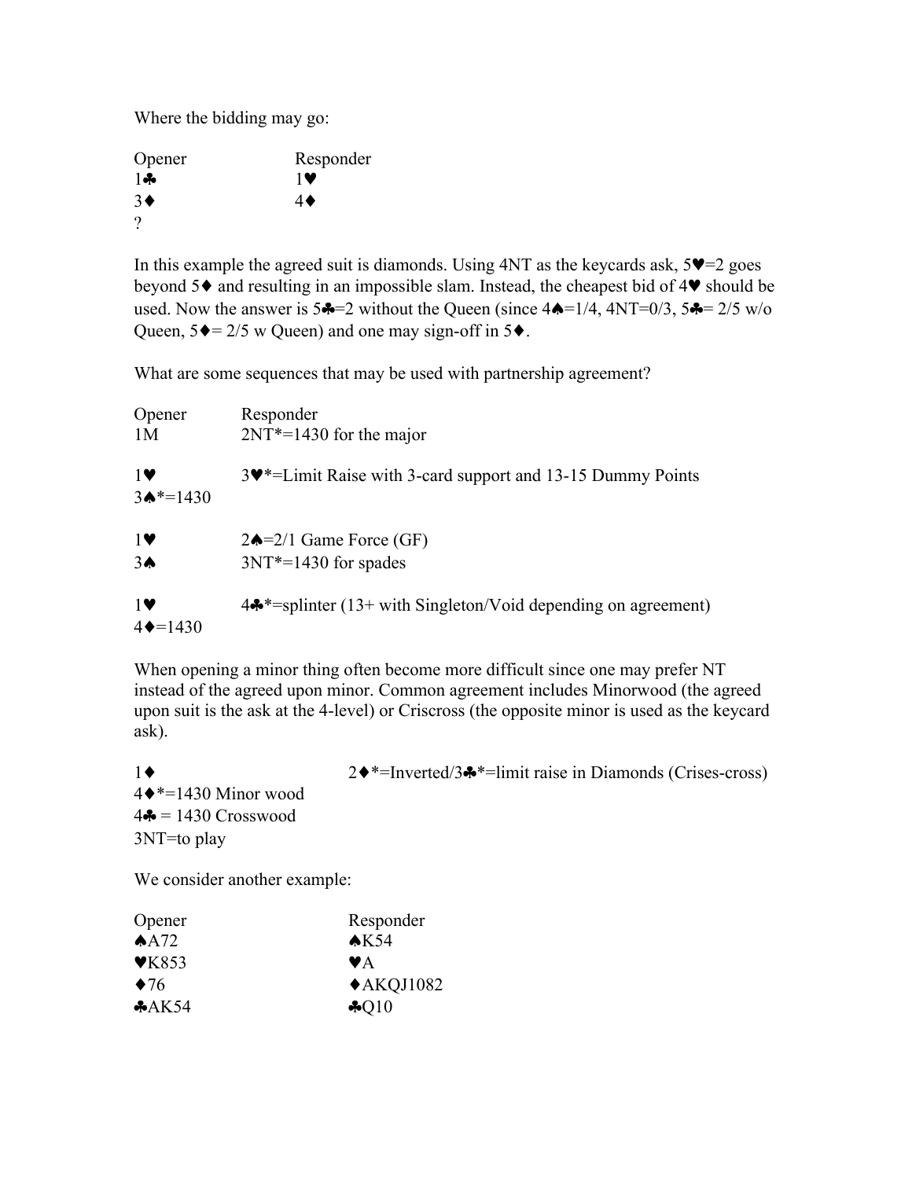Where the bidding may go:

| Opener | Responder |
|---|---|
| 1♣ | 1♥ |
| 3♦ | 4♦ |
| ? | |

In this example the agreed suit is diamonds. Using 4NT as the keycards ask, 5♥=2 goes beyond 5♦ and resulting in an impossible slam. Instead, the cheapest bid of 4♥ should be used. Now the answer is 5♣=2 without the Queen (since 4♠=1/4, 4NT=0/3, 5♣= 2/5 w/o Queen, 5♦= 2/5 w Queen) and one may sign-off in 5♦.

What are some sequences that may be used with partnership agreement?

| Opener | Responder |
|---|---|
| 1M | 2NT*=1430 for the major |
| | |
| 1♥ | 3♥*=Limit Raise with 3-card support and 13-15 Dummy Points |
| 3♠*=1430 | |
| | |
| 1♥ | 2♠=2/1 Game Force (GF) |
| 3♠ | 3NT*=1430 for spades |
| | |
| 1♥ | 4♣*=splinter (13+ with Singleton/Void depending on agreement) |
| 4♦=1430 | |

When opening a minor thing often become more difficult since one may prefer NT instead of the agreed upon minor. Common agreement includes Minorwood (the agreed upon suit is the ask at the 4-level) or Criscross (the opposite minor is used as the keycard ask).

| | |
|---|---|
| 1♦ | 2♦*=Inverted/3♣*=limit raise in Diamonds (Crises-cross) |
| 4♦*=1430 Minor wood | |
| 4♣ = 1430 Crosswood | |
| 3NT=to play | |

We consider another example:

| Opener | Responder |
|---|---|
| ♠A72 | ♠K54 |
| ♥K853 | ♥A |
| ♦76 | ♦AKQJ1082 |
| ♣AK54 | ♣Q10 |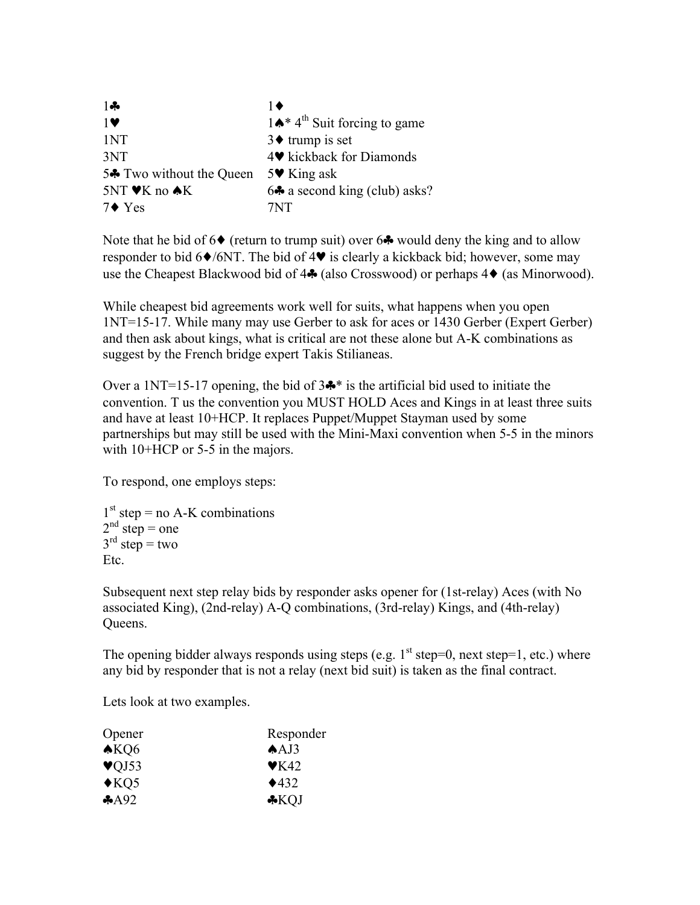| | |
|---|---|
| 1♣ | 1♦ |
| 1♥ | 1♠* 4th Suit forcing to game |
| 1NT | 3♦ trump is set |
| 3NT | 4♥ kickback for Diamonds |
| 5♣ Two without the Queen | 5♥ King ask |
| 5NT ♥K no ♠K | 6♣ a second king (club) asks? |
| 7♦ Yes | 7NT |

Note that he bid of 6♦ (return to trump suit) over 6♣ would deny the king and to allow responder to bid 6♦/6NT. The bid of 4♥ is clearly a kickback bid; however, some may use the Cheapest Blackwood bid of 4♣ (also Crosswood) or perhaps 4♦ (as Minorwood).

While cheapest bid agreements work well for suits, what happens when you open 1NT=15-17. While many may use Gerber to ask for aces or 1430 Gerber (Expert Gerber) and then ask about kings, what is critical are not these alone but A-K combinations as suggest by the French bridge expert Takis Stilianeas.

Over a 1NT=15-17 opening, the bid of 3♣* is the artificial bid used to initiate the convention. T us the convention you MUST HOLD Aces and Kings in at least three suits and have at least 10+HCP. It replaces Puppet/Muppet Stayman used by some partnerships but may still be used with the Mini-Maxi convention when 5-5 in the minors with 10+HCP or 5-5 in the majors.

To respond, one employs steps:

1st step = no A-K combinations
2nd step = one
3rd step = two
Etc.

Subsequent next step relay bids by responder asks opener for (1st-relay) Aces (with No associated King), (2nd-relay) A-Q combinations, (3rd-relay) Kings, and (4th-relay) Queens.

The opening bidder always responds using steps (e.g. 1st step=0, next step=1, etc.) where any bid by responder that is not a relay (next bid suit) is taken as the final contract.

Lets look at two examples.

| Opener | Responder |
|---|---|
| ♠KQ6 | ♠AJ3 |
| ♥QJ53 | ♥K42 |
| ♦KQ5 | ♦432 |
| ♣A92 | ♣KQJ |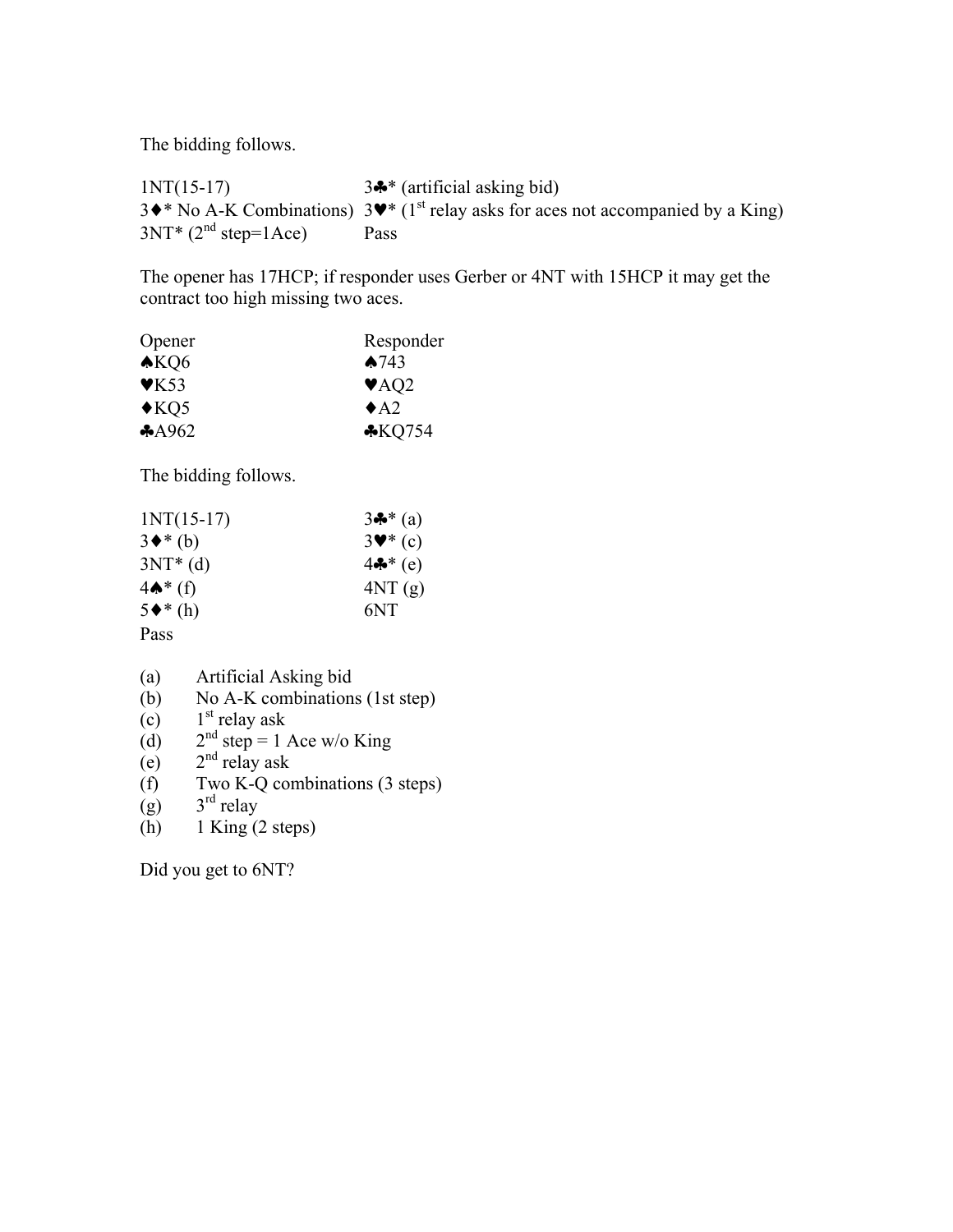The bidding follows.

| | |
|---|---|
| 1NT(15-17) | 3♣* (artificial asking bid) |
| 3♦* No A-K Combinations) | 3♥* (1st relay asks for aces not accompanied by a King) |
| 3NT* (2nd step=1Ace) | Pass |

The opener has 17HCP; if responder uses Gerber or 4NT with 15HCP it may get the contract too high missing two aces.

| Opener | Responder |
|---|---|
| ♠KQ6 | ♠743 |
| ♥K53 | ♥AQ2 |
| ♦KQ5 | ♦A2 |
| ♣A962 | ♣KQ754 |

The bidding follows.

| | |
|---|---|
| 1NT(15-17) | 3♣* (a) |
| 3♦* (b) | 3♥* (c) |
| 3NT* (d) | 4♣* (e) |
| 4♠* (f) | 4NT (g) |
| 5♦* (h) | 6NT |
| Pass | |

- (a) Artificial Asking bid
- (b) No A-K combinations (1st step)
- (c) 1st relay ask
- (d) 2nd step = 1 Ace w/o King
- (e) 2nd relay ask
- (f) Two K-Q combinations (3 steps)
- (g) 3rd relay
- (h) 1 King (2 steps)

Did you get to 6NT?